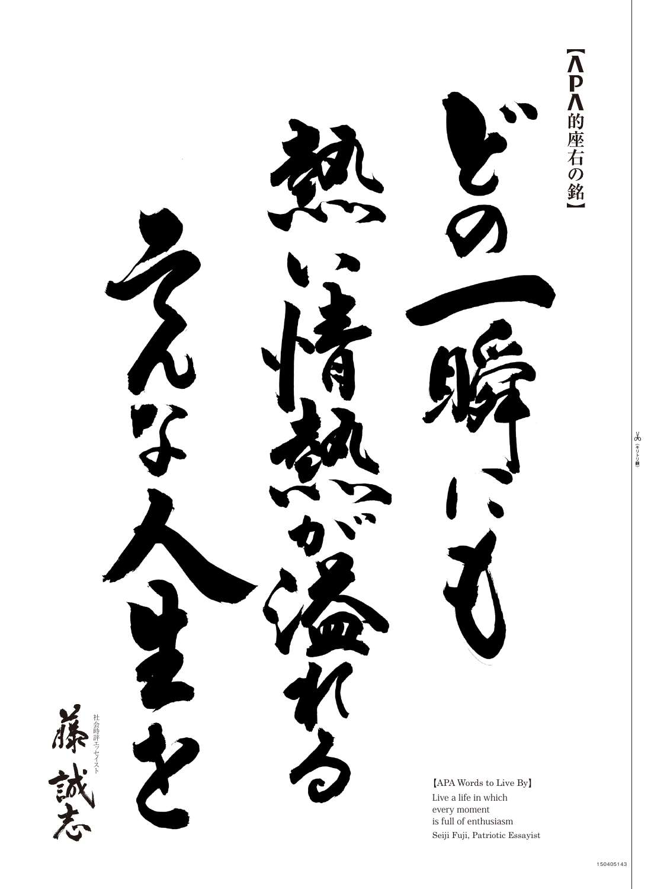【APA的座右の銘】

どの一瞬にも熱い情熱が溢れるそんな人生を

社会時評エッセイスト

藤誠志

【APA Words to Live By】

Live a life in which
every moment
is full of enthusiasm

Seiji Fuji, Patriotic Essayist

✂（キリトリ線）

150405143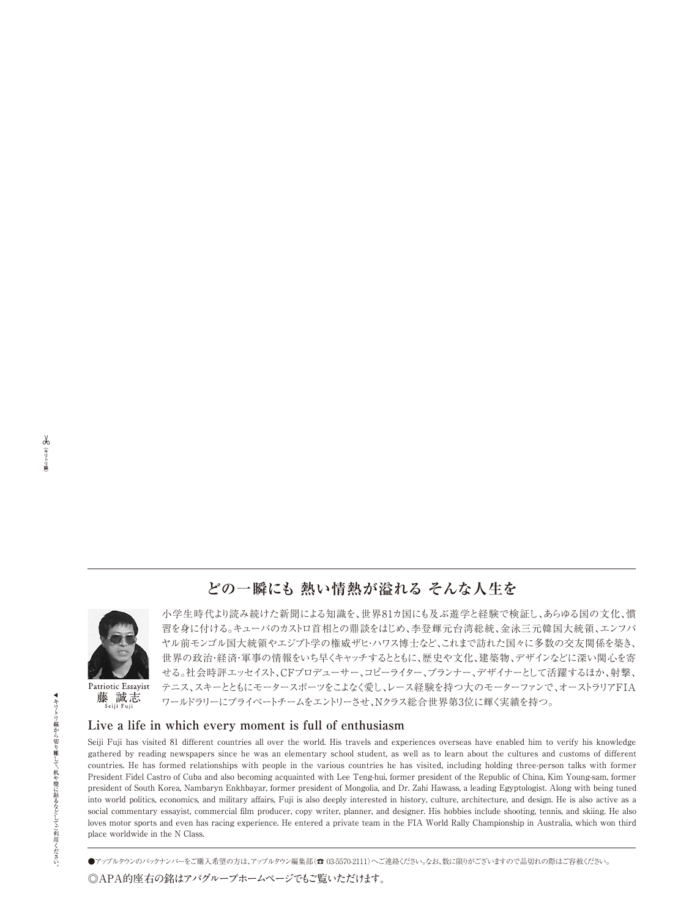## どの一瞬にも 熱い情熱が溢れる そんな人生を

Patriotic Essayist
藤 誠志
Seiji Fuji

小学生時代より読み続けた新聞による知識を、世界81カ国にも及ぶ遊学と経験で検証し、あらゆる国の文化、慣習を身に付ける。キューバのカストロ首相との鼎談をはじめ、李登輝元台湾総統、金泳三元韓国大統領、エンフバヤル前モンゴル国大統領やエジプト学の権威ザヒ・ハワス博士など、これまで訪れた国々に多数の交友関係を築き、世界の政治・経済・軍事の情報をいち早くキャッチするとともに、歴史や文化、建築物、デザインなどに深い関心を寄せる。社会時評エッセイスト、CFプロデューサー、コピーライター、プランナー、デザイナーとして活躍するほか、射撃、テニス、スキーとともにモータースポーツをこよなく愛し、レース経験を持つ大のモーターファンで、オーストラリアFIAワールドラリーにプライベートチームをエントリーさせ、Nクラス総合世界第3位に輝く実績を持つ。

## Live a life in which every moment is full of enthusiasm

Seiji Fuji has visited 81 different countries all over the world. His travels and experiences overseas have enabled him to verify his knowledge gathered by reading newspapers since he was an elementary school student, as well as to learn about the cultures and customs of different countries. He has formed relationships with people in the various countries he has visited, including holding three-person talks with former President Fidel Castro of Cuba and also becoming acquainted with Lee Teng-hui, former president of the Republic of China, Kim Young-sam, former president of South Korea, Nambaryn Enkhbayar, former president of Mongolia, and Dr. Zahi Hawass, a leading Egyptologist. Along with being tuned into world politics, economics, and military affairs, Fuji is also deeply interested in history, culture, architecture, and design. He is also active as a social commentary essayist, commercial film producer, copy writer, planner, and designer. His hobbies include shooting, tennis, and skiing. He also loves motor sports and even has racing experience. He entered a private team in the FIA World Rally Championship in Australia, which won third place worldwide in the N Class.

●アップルタウンのバックナンバーをご購入希望の方は、アップルタウン編集部（☎ 03-5570-2111）へご連絡ください。なお、数に限りがございますので品切れの際はご容赦ください。

◎APA的座右の銘はアパグループホームページでもご覧いただけます。

◀キリトリ線から切り離して、机や壁に貼るなどしてご利用ください。

（キリトリ線）